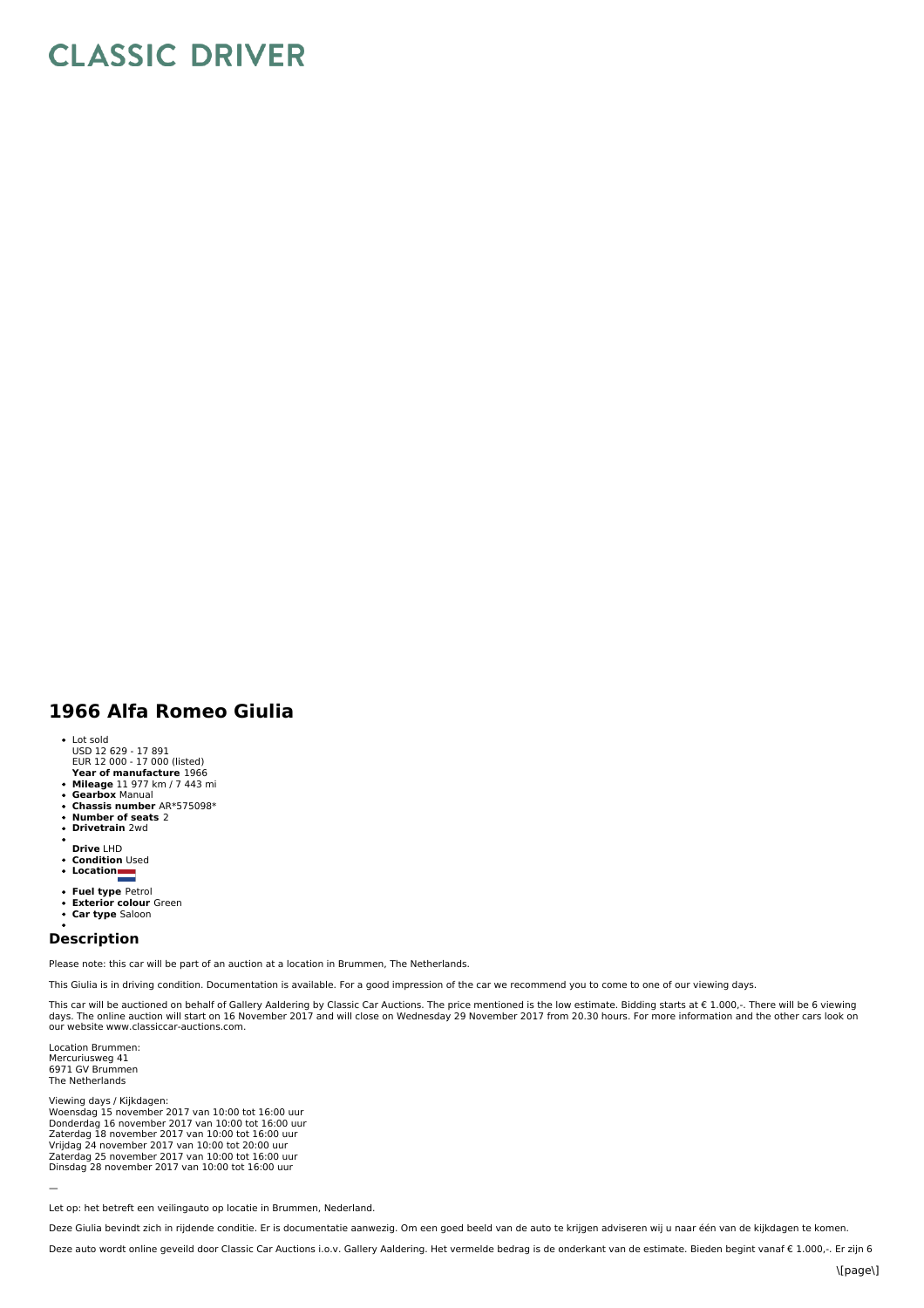# CLASSIC DRIVER

## 1966 Alfa Romeo Giulia

- Lot sold
  USD 12 629 - 17 891
  EUR 12 000 - 17 000 (listed)
  **Year of manufacture** 1966
- **Mileage** 11 977 km / 7 443 mi
- **Gearbox** Manual
- **Chassis number** AR*575098*
- **Number of seats** 2
- **Drivetrain** 2wd
- **Drive** LHD
- **Condition** Used
- **Location**
- **Fuel type** Petrol
- **Exterior colour** Green
- **Car type** Saloon

## Description

Please note: this car will be part of an auction at a location in Brummen, The Netherlands.

This Giulia is in driving condition. Documentation is available. For a good impression of the car we recommend you to come to one of our viewing days.

This car will be auctioned on behalf of Gallery Aaldering by Classic Car Auctions. The price mentioned is the low estimate. Bidding starts at € 1.000,-. There will be 6 viewing days. The online auction will start on 16 November 2017 and will close on Wednesday 29 November 2017 from 20.30 hours. For more information and the other cars look on our website www.classiccar-auctions.com.

Location Brummen:
Mercuriusweg 41
6971 GV Brummen
The Netherlands

Viewing days / Kijkdagen:
Woensdag 15 november 2017 van 10:00 tot 16:00 uur
Donderdag 16 november 2017 van 10:00 tot 16:00 uur
Zaterdag 18 november 2017 van 10:00 tot 16:00 uur
Vrijdag 24 november 2017 van 10:00 tot 20:00 uur
Zaterdag 25 november 2017 van 10:00 tot 16:00 uur
Dinsdag 28 november 2017 van 10:00 tot 16:00 uur

—

Let op: het betreft een veilingauto op locatie in Brummen, Nederland.

Deze Giulia bevindt zich in rijdende conditie. Er is documentatie aanwezig. Om een goed beeld van de auto te krijgen adviseren wij u naar één van de kijkdagen te komen.

Deze auto wordt online geveild door Classic Car Auctions i.o.v. Gallery Aaldering. Het vermelde bedrag is de onderkant van de estimate. Bieden begint vanaf € 1.000,-. Er zijn 6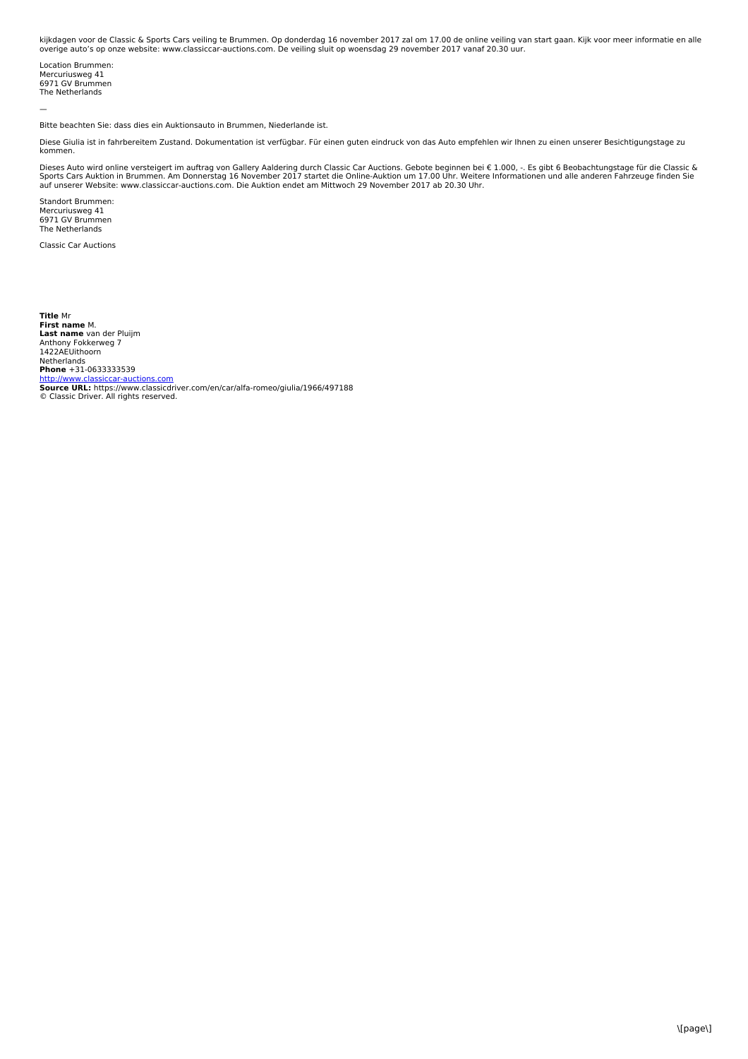kijkdagen voor de Classic & Sports Cars veiling te Brummen. Op donderdag 16 november 2017 zal om 17.00 de online veiling van start gaan. Kijk voor meer informatie en alle overige auto's op onze website: www.classiccar-auctions.com. De veiling sluit op woensdag 29 november 2017 vanaf 20.30 uur.

Location Brummen:
Mercuriusweg 41
6971 GV Brummen
The Netherlands

—

Bitte beachten Sie: dass dies ein Auktionsauto in Brummen, Niederlande ist.

Diese Giulia ist in fahrbereitem Zustand. Dokumentation ist verfügbar. Für einen guten eindruck von das Auto empfehlen wir Ihnen zu einen unserer Besichtigungstage zu kommen.

Dieses Auto wird online versteigert im auftrag von Gallery Aaldering durch Classic Car Auctions. Gebote beginnen bei € 1.000, -. Es gibt 6 Beobachtungstage für die Classic & Sports Cars Auktion in Brummen. Am Donnerstag 16 November 2017 startet die Online-Auktion um 17.00 Uhr. Weitere Informationen und alle anderen Fahrzeuge finden Sie auf unserer Website: www.classiccar-auctions.com. Die Auktion endet am Mittwoch 29 November 2017 ab 20.30 Uhr.

Standort Brummen:
Mercuriusweg 41
6971 GV Brummen
The Netherlands

Classic Car Auctions

**Title** Mr
**First name** M.
**Last name** van der Pluijm
Anthony Fokkerweg 7
1422AEUithoorn
Netherlands
**Phone** +31-0633333539
http://www.classiccar-auctions.com
**Source URL:** https://www.classicdriver.com/en/car/alfa-romeo/giulia/1966/497188
© Classic Driver. All rights reserved.